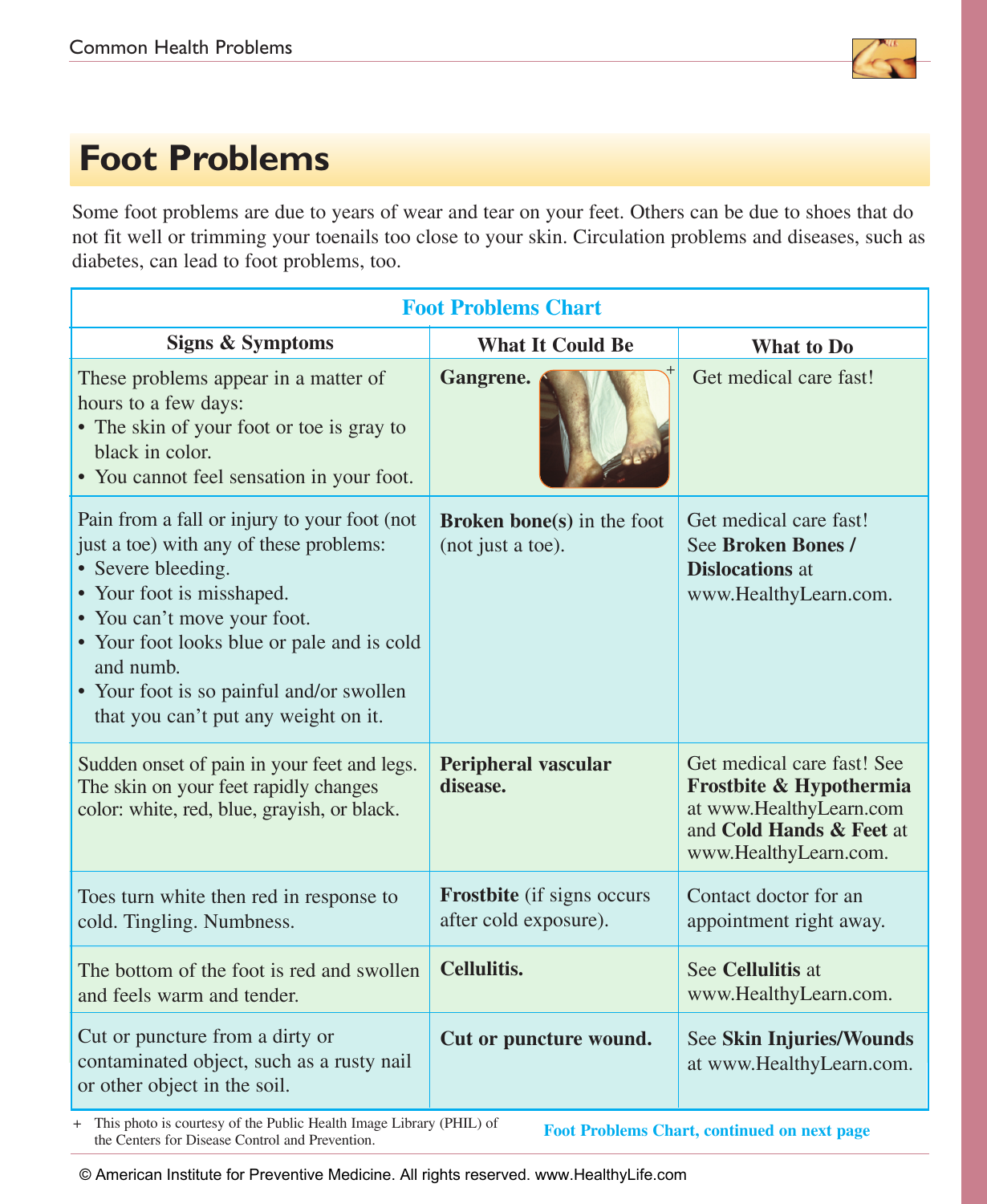# Foot Problems

Some foot problems are due to years of wear and tear on your feet. Others can be due to shoes that do not fit well or trimming your toenails too close to your skin. Circulation problems and diseases, such as diabetes, can lead to foot problems, too.

**Foot Problems Chart**

| Signs & Symptoms | What It Could Be | What to Do |
|---|---|---|
| These problems appear in a matter of hours to a few days:<br>• The skin of your foot or toe is gray to black in color.<br>• You cannot feel sensation in your foot. | **Gangrene.** + | Get medical care fast! |
| Pain from a fall or injury to your foot (not just a toe) with any of these problems:<br>• Severe bleeding.<br>• Your foot is misshaped.<br>• You can't move your foot.<br>• Your foot looks blue or pale and is cold and numb.<br>• Your foot is so painful and/or swollen that you can't put any weight on it. | **Broken bone(s)** in the foot (not just a toe). | Get medical care fast! See **Broken Bones / Dislocations** at www.HealthyLearn.com. |
| Sudden onset of pain in your feet and legs. The skin on your feet rapidly changes color: white, red, blue, grayish, or black. | **Peripheral vascular disease.** | Get medical care fast! See **Frostbite & Hypothermia** at www.HealthyLearn.com and **Cold Hands & Feet** at www.HealthyLearn.com. |
| Toes turn white then red in response to cold. Tingling. Numbness. | **Frostbite** (if signs occurs after cold exposure). | Contact doctor for an appointment right away. |
| The bottom of the foot is red and swollen and feels warm and tender. | **Cellulitis.** | See **Cellulitis** at www.HealthyLearn.com. |
| Cut or puncture from a dirty or contaminated object, such as a rusty nail or other object in the soil. | **Cut or puncture wound.** | See **Skin Injuries/Wounds** at www.HealthyLearn.com. |

\+ This photo is courtesy of the Public Health Image Library (PHIL) of the Centers for Disease Control and Prevention.

**Foot Problems Chart, continued on next page**

© American Institute for Preventive Medicine. All rights reserved. www.HealthyLife.com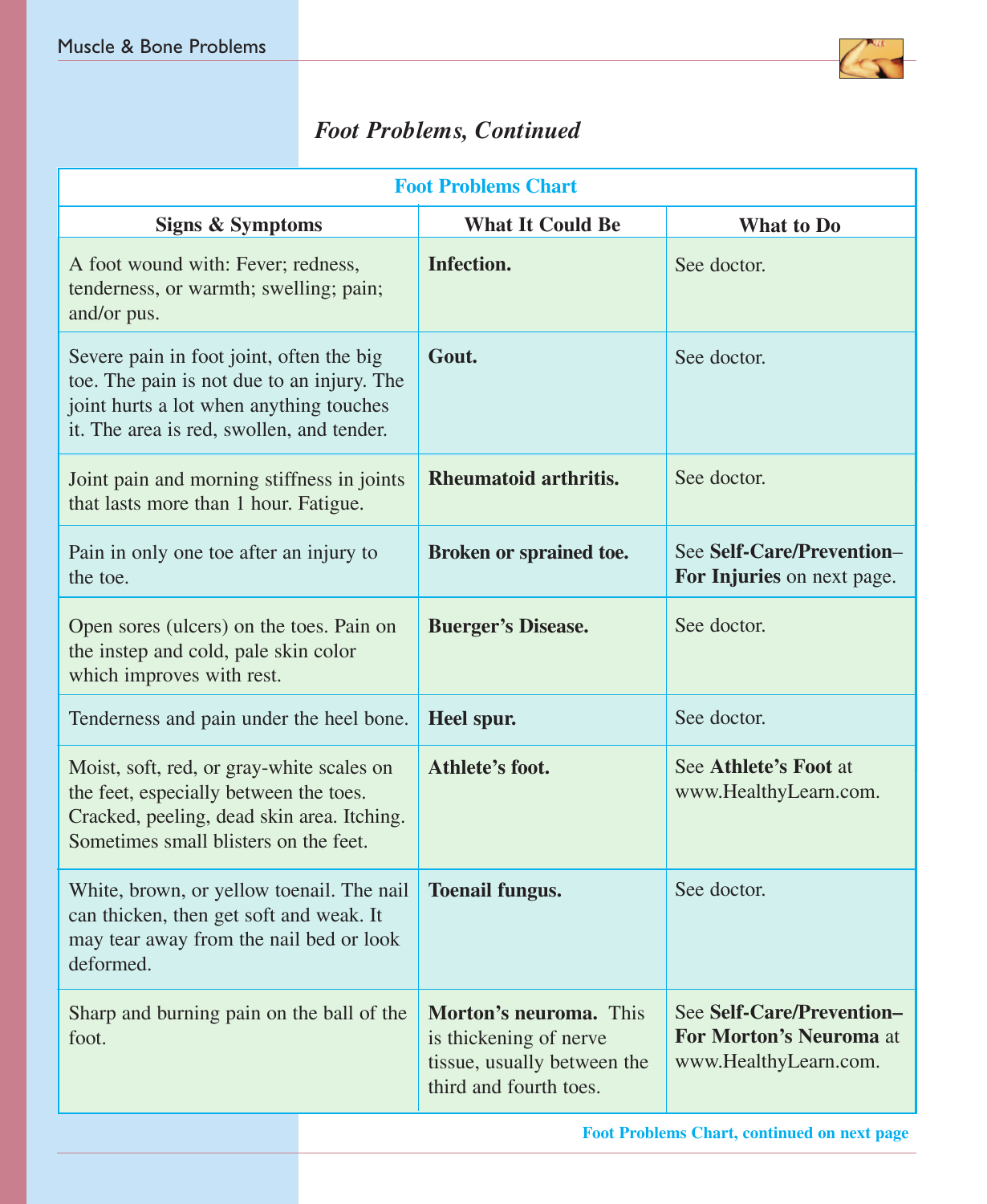## *Foot Problems, Continued*

| Foot Problems Chart | | |
|---|---|---|
| **Signs & Symptoms** | **What It Could Be** | **What to Do** |
| A foot wound with: Fever; redness, tenderness, or warmth; swelling; pain; and/or pus. | **Infection.** | See doctor. |
| Severe pain in foot joint, often the big toe. The pain is not due to an injury. The joint hurts a lot when anything touches it. The area is red, swollen, and tender. | **Gout.** | See doctor. |
| Joint pain and morning stiffness in joints that lasts more than 1 hour. Fatigue. | **Rheumatoid arthritis.** | See doctor. |
| Pain in only one toe after an injury to the toe. | **Broken or sprained toe.** | See **Self-Care/Prevention–For Injuries** on next page. |
| Open sores (ulcers) on the toes. Pain on the instep and cold, pale skin color which improves with rest. | **Buerger's Disease.** | See doctor. |
| Tenderness and pain under the heel bone. | **Heel spur.** | See doctor. |
| Moist, soft, red, or gray-white scales on the feet, especially between the toes. Cracked, peeling, dead skin area. Itching. Sometimes small blisters on the feet. | **Athlete's foot.** | See **Athlete's Foot** at www.HealthyLearn.com. |
| White, brown, or yellow toenail. The nail can thicken, then get soft and weak. It may tear away from the nail bed or look deformed. | **Toenail fungus.** | See doctor. |
| Sharp and burning pain on the ball of the foot. | **Morton's neuroma.** This is thickening of nerve tissue, usually between the third and fourth toes. | See **Self-Care/Prevention–For Morton's Neuroma** at www.HealthyLearn.com. |

**Foot Problems Chart, continued on next page**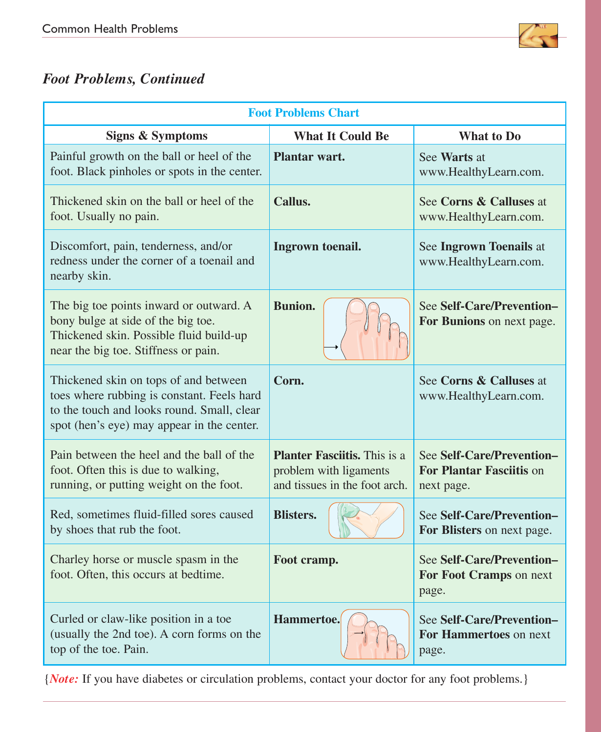## *Foot Problems, Continued*

| Foot Problems Chart | | |
|---|---|---|
| **Signs & Symptoms** | **What It Could Be** | **What to Do** |
| Painful growth on the ball or heel of the foot. Black pinholes or spots in the center. | **Plantar wart.** | See **Warts** at www.HealthyLearn.com. |
| Thickened skin on the ball or heel of the foot. Usually no pain. | **Callus.** | See **Corns & Calluses** at www.HealthyLearn.com. |
| Discomfort, pain, tenderness, and/or redness under the corner of a toenail and nearby skin. | **Ingrown toenail.** | See **Ingrown Toenails** at www.HealthyLearn.com. |
| The big toe points inward or outward. A bony bulge at side of the big toe. Thickened skin. Possible fluid build-up near the big toe. Stiffness or pain. | **Bunion.** | See **Self-Care/Prevention– For Bunions** on next page. |
| Thickened skin on tops of and between toes where rubbing is constant. Feels hard to the touch and looks round. Small, clear spot (hen's eye) may appear in the center. | **Corn.** | See **Corns & Calluses** at www.HealthyLearn.com. |
| Pain between the heel and the ball of the foot. Often this is due to walking, running, or putting weight on the foot. | **Planter Fasciitis.** This is a problem with ligaments and tissues in the foot arch. | See **Self-Care/Prevention– For Plantar Fasciitis** on next page. |
| Red, sometimes fluid-filled sores caused by shoes that rub the foot. | **Blisters.** | See **Self-Care/Prevention– For Blisters** on next page. |
| Charley horse or muscle spasm in the foot. Often, this occurs at bedtime. | **Foot cramp.** | See **Self-Care/Prevention– For Foot Cramps** on next page. |
| Curled or claw-like position in a toe (usually the 2nd toe). A corn forms on the top of the toe. Pain. | **Hammertoe.** | See **Self-Care/Prevention– For Hammertoes** on next page. |

{***Note:*** If you have diabetes or circulation problems, contact your doctor for any foot problems.}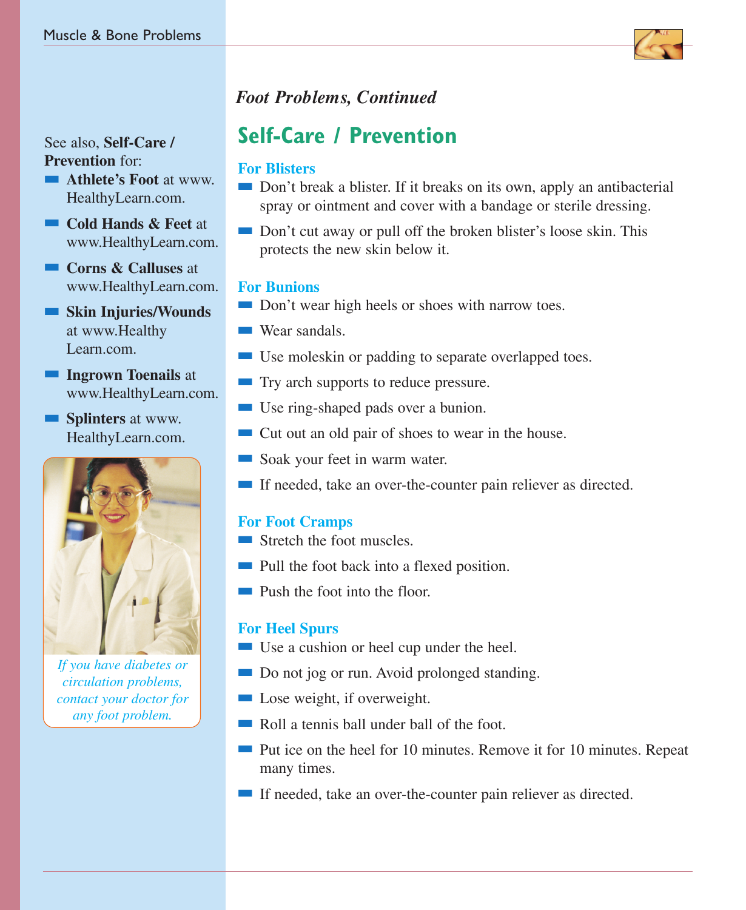*Foot Problems, Continued*

## Self-Care / Prevention

### For Blisters

- Don't break a blister. If it breaks on its own, apply an antibacterial spray or ointment and cover with a bandage or sterile dressing.
- Don't cut away or pull off the broken blister's loose skin. This protects the new skin below it.

### For Bunions

- Don't wear high heels or shoes with narrow toes.
- Wear sandals.
- Use moleskin or padding to separate overlapped toes.
- Try arch supports to reduce pressure.
- Use ring-shaped pads over a bunion.
- Cut out an old pair of shoes to wear in the house.
- Soak your feet in warm water.
- If needed, take an over-the-counter pain reliever as directed.

### For Foot Cramps

- Stretch the foot muscles.
- Pull the foot back into a flexed position.
- Push the foot into the floor.

### For Heel Spurs

- Use a cushion or heel cup under the heel.
- Do not jog or run. Avoid prolonged standing.
- Lose weight, if overweight.
- Roll a tennis ball under ball of the foot.
- Put ice on the heel for 10 minutes. Remove it for 10 minutes. Repeat many times.
- If needed, take an over-the-counter pain reliever as directed.

See also, **Self-Care / Prevention** for:

- **Athlete's Foot** at www.HealthyLearn.com.
- **Cold Hands & Feet** at www.HealthyLearn.com.
- **Corns & Calluses** at www.HealthyLearn.com.
- **Skin Injuries/Wounds** at www.HealthyLearn.com.
- **Ingrown Toenails** at www.HealthyLearn.com.
- **Splinters** at www.HealthyLearn.com.

*If you have diabetes or circulation problems, contact your doctor for any foot problem.*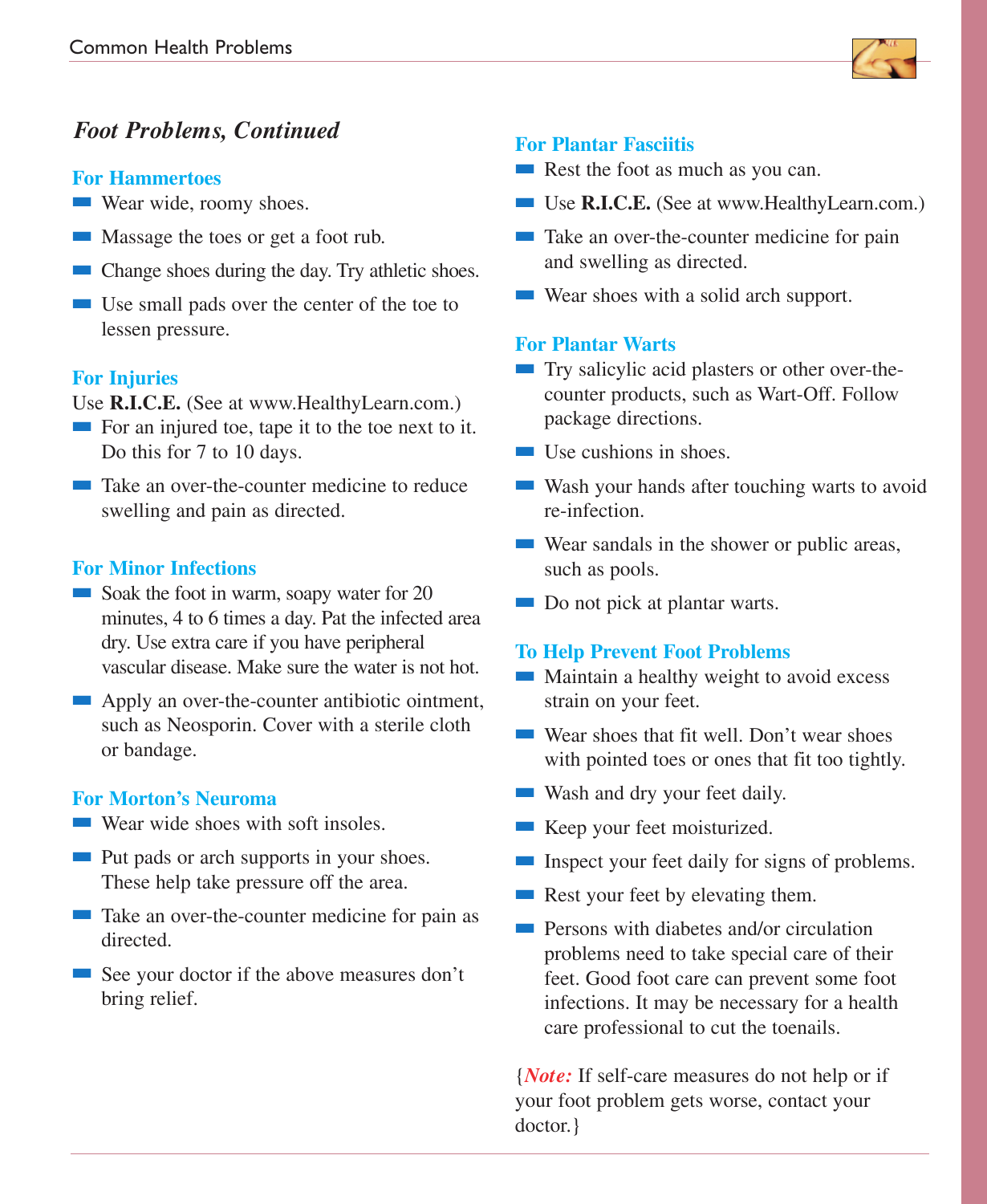## *Foot Problems, Continued*

### For Hammertoes

- Wear wide, roomy shoes.
- Massage the toes or get a foot rub.
- Change shoes during the day. Try athletic shoes.
- Use small pads over the center of the toe to lessen pressure.

### For Injuries

Use **R.I.C.E.** (See at www.HealthyLearn.com.)

- For an injured toe, tape it to the toe next to it. Do this for 7 to 10 days.
- Take an over-the-counter medicine to reduce swelling and pain as directed.

### For Minor Infections

- Soak the foot in warm, soapy water for 20 minutes, 4 to 6 times a day. Pat the infected area dry. Use extra care if you have peripheral vascular disease. Make sure the water is not hot.
- Apply an over-the-counter antibiotic ointment, such as Neosporin. Cover with a sterile cloth or bandage.

### For Morton's Neuroma

- Wear wide shoes with soft insoles.
- Put pads or arch supports in your shoes. These help take pressure off the area.
- Take an over-the-counter medicine for pain as directed.
- See your doctor if the above measures don't bring relief.

### For Plantar Fasciitis

- Rest the foot as much as you can.
- Use **R.I.C.E.** (See at www.HealthyLearn.com.)
- Take an over-the-counter medicine for pain and swelling as directed.
- Wear shoes with a solid arch support.

### For Plantar Warts

- Try salicylic acid plasters or other over-the-counter products, such as Wart-Off. Follow package directions.
- Use cushions in shoes.
- Wash your hands after touching warts to avoid re-infection.
- Wear sandals in the shower or public areas, such as pools.
- Do not pick at plantar warts.

### To Help Prevent Foot Problems

- Maintain a healthy weight to avoid excess strain on your feet.
- Wear shoes that fit well. Don't wear shoes with pointed toes or ones that fit too tightly.
- Wash and dry your feet daily.
- Keep your feet moisturized.
- Inspect your feet daily for signs of problems.
- Rest your feet by elevating them.
- Persons with diabetes and/or circulation problems need to take special care of their feet. Good foot care can prevent some foot infections. It may be necessary for a health care professional to cut the toenails.

{***Note:*** If self-care measures do not help or if your foot problem gets worse, contact your doctor.}